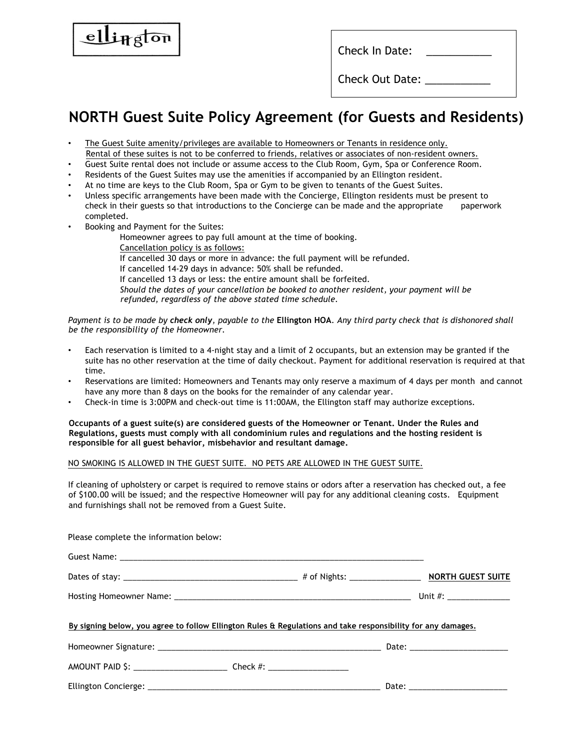ellington

Check In Date: ___________

Check Out Date: ___________

# NORTH Guest Suite Policy Agreement (for Guests and Residents)

- <u>The Guest Suite amenity/privileges are available to Homeowners or Tenants in residence only. Rental of these suites is not to be conferred to friends, relatives or associates of non-resident owners.</u>
- Guest Suite rental does not include or assume access to the Club Room, Gym, Spa or Conference Room.
- Residents of the Guest Suites may use the amenities if accompanied by an Ellington resident.
- At no time are keys to the Club Room, Spa or Gym to be given to tenants of the Guest Suites.
- Unless specific arrangements have been made with the Concierge, Ellington residents must be present to check in their guests so that introductions to the Concierge can be made and the appropriate paperwork completed.
- Booking and Payment for the Suites:
  - Homeowner agrees to pay full amount at the time of booking.
  - <u>Cancellation policy is as follows:</u>
  - If cancelled 30 days or more in advance: the full payment will be refunded.
  - If cancelled 14-29 days in advance: 50% shall be refunded.
  - If cancelled 13 days or less: the entire amount shall be forfeited.
  - *Should the dates of your cancellation be booked to another resident, your payment will be refunded, regardless of the above stated time schedule.*

*Payment is to be made by **check only**, payable to the* **Ellington HOA**. *Any third party check that is dishonored shall be the responsibility of the Homeowner.*

- Each reservation is limited to a 4-night stay and a limit of 2 occupants, but an extension may be granted if the suite has no other reservation at the time of daily checkout. Payment for additional reservation is required at that time.
- Reservations are limited: Homeowners and Tenants may only reserve a maximum of 4 days per month and cannot have any more than 8 days on the books for the remainder of any calendar year.
- Check-in time is 3:00PM and check-out time is 11:00AM, the Ellington staff may authorize exceptions.

**Occupants of a guest suite(s) are considered guests of the Homeowner or Tenant. Under the Rules and Regulations, guests must comply with all condominium rules and regulations and the hosting resident is responsible for all guest behavior, misbehavior and resultant damage.**

<u>NO SMOKING IS ALLOWED IN THE GUEST SUITE. NO PETS ARE ALLOWED IN THE GUEST SUITE.</u>

If cleaning of upholstery or carpet is required to remove stains or odors after a reservation has checked out, a fee of $100.00 will be issued; and the respective Homeowner will pay for any additional cleaning costs. Equipment and furnishings shall not be removed from a Guest Suite.

Please complete the information below:

Guest Name: ______________________________________________________________________

Dates of stay: ______________________________________ # of Nights: ________________ **<u>NORTH GUEST SUITE</u>**

Hosting Homeowner Name: ________________________________________________________ Unit #: ______________

**<u>By signing below, you agree to follow Ellington Rules & Regulations and take responsibility for any damages.</u>**

Homeowner Signature: ____________________________________________________ Date: ______________________

AMOUNT PAID $: _____________________ Check #: __________________

Ellington Concierge: ______________________________________________________ Date: ______________________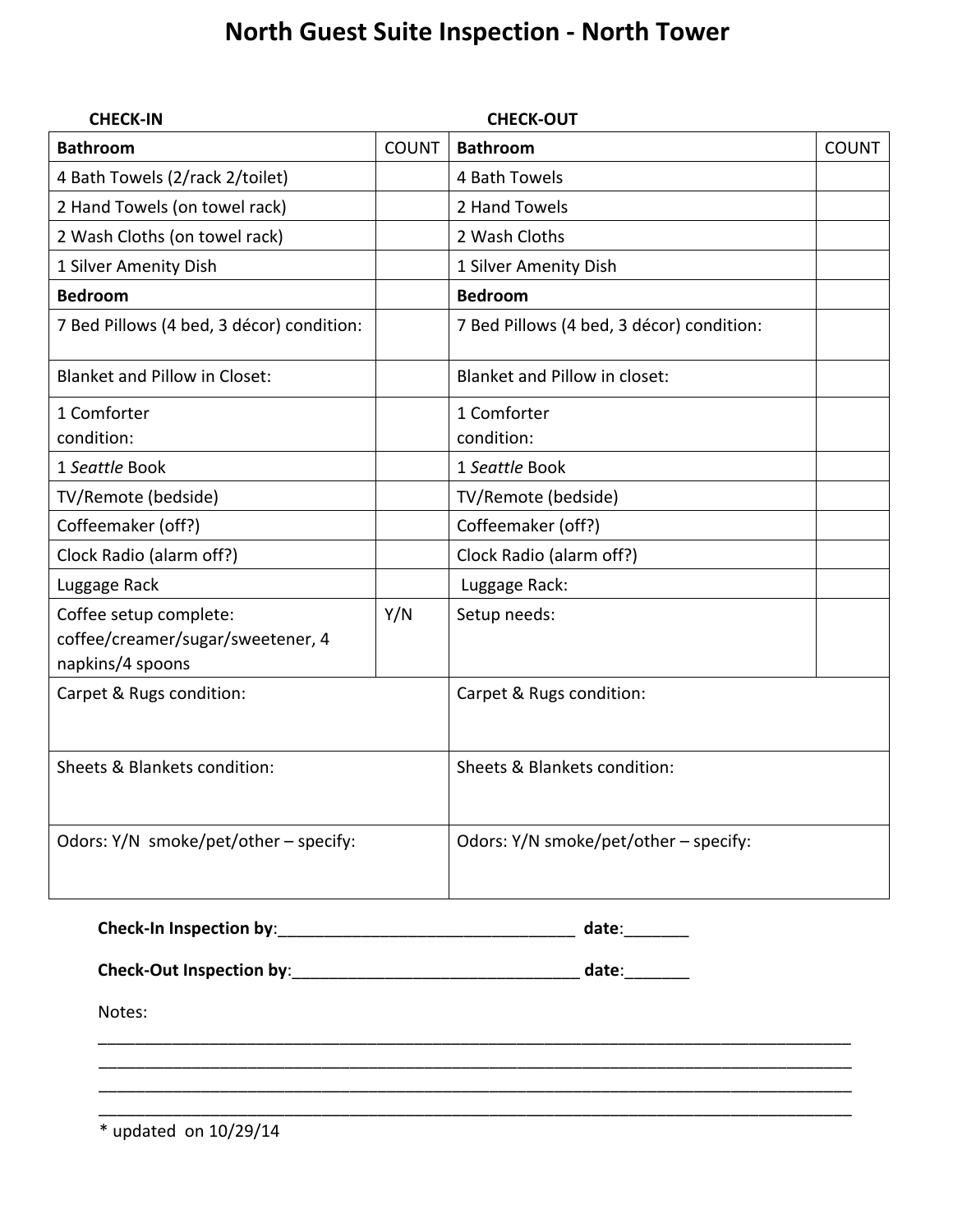# North Guest Suite Inspection - North Tower

| CHECK-IN | | CHECK-OUT | |
|---|---|---|---|
| **Bathroom** | COUNT | **Bathroom** | COUNT |
| 4 Bath Towels (2/rack 2/toilet) | | 4 Bath Towels | |
| 2 Hand Towels (on towel rack) | | 2 Hand Towels | |
| 2 Wash Cloths (on towel rack) | | 2 Wash Cloths | |
| 1 Silver Amenity Dish | | 1 Silver Amenity Dish | |
| **Bedroom** | | **Bedroom** | |
| 7 Bed Pillows (4 bed, 3 décor) condition: | | 7 Bed Pillows (4 bed, 3 décor) condition: | |
| Blanket and Pillow in Closet: | | Blanket and Pillow in closet: | |
| 1 Comforter condition: | | 1 Comforter condition: | |
| 1 *Seattle* Book | | 1 *Seattle* Book | |
| TV/Remote (bedside) | | TV/Remote (bedside) | |
| Coffeemaker (off?) | | Coffeemaker (off?) | |
| Clock Radio (alarm off?) | | Clock Radio (alarm off?) | |
| Luggage Rack | | Luggage Rack: | |
| Coffee setup complete: coffee/creamer/sugar/sweetener, 4 napkins/4 spoons | Y/N | Setup needs: | |
| Carpet & Rugs condition: | | Carpet & Rugs condition: | |
| Sheets & Blankets condition: | | Sheets & Blankets condition: | |
| Odors: Y/N smoke/pet/other – specify: | | Odors: Y/N smoke/pet/other – specify: | |

**Check-In Inspection by**:_________________________________ **date**:_______

**Check-Out Inspection by**:_______________________________ **date**:_______

Notes:
________________________________________________________________________________
________________________________________________________________________________
________________________________________________________________________________
________________________________________________________________________________

* updated on 10/29/14